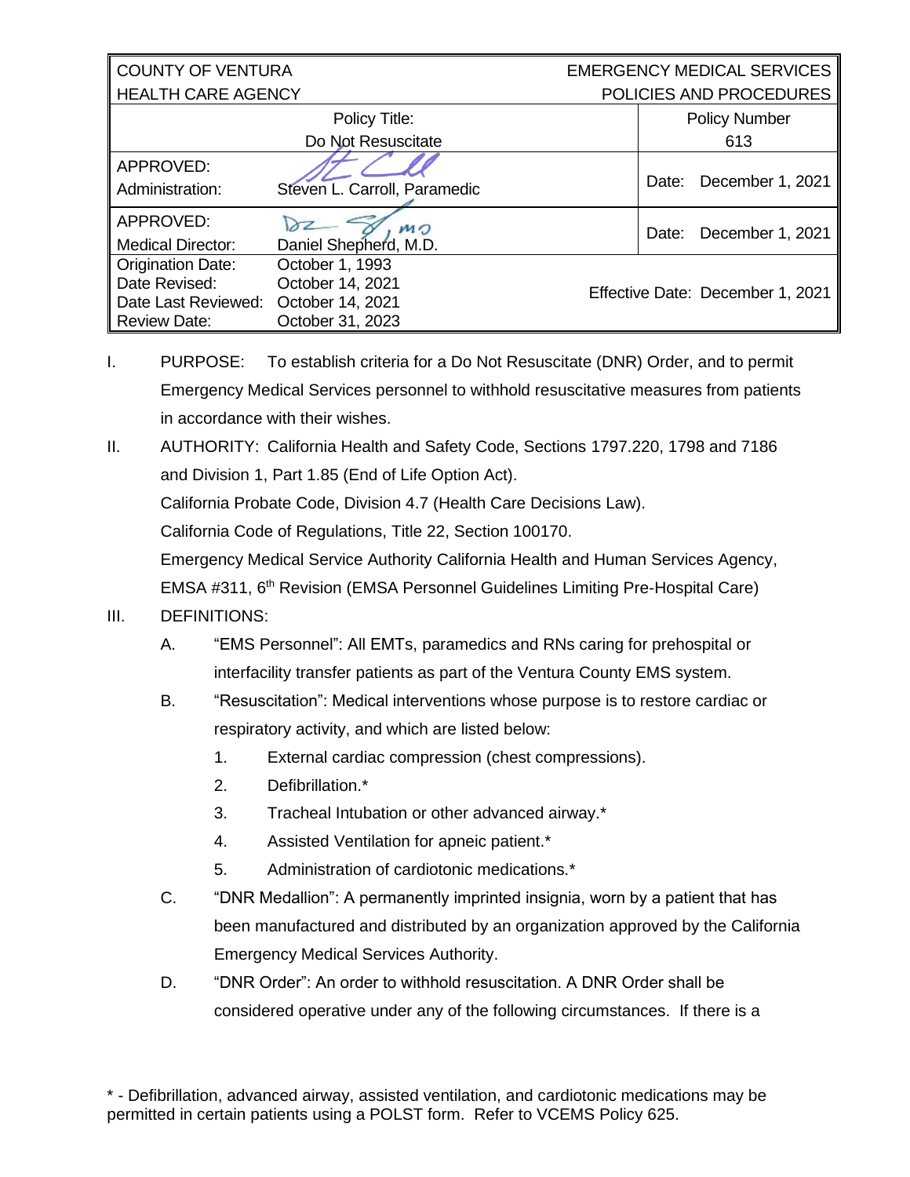| COUNTY OF VENTURA<br>HEALTH CARE AGENCY | | EMERGENCY MEDICAL SERVICES<br>POLICIES AND PROCEDURES |
|---|---|---|
| Policy Title:<br>Do Not Resuscitate | | Policy Number<br>613 |
| APPROVED:<br>Administration: | Steven L. Carroll, Paramedic | Date: December 1, 2021 |
| APPROVED:<br>Medical Director: | Daniel Shepherd, M.D. | Date: December 1, 2021 |
| Origination Date:<br>Date Revised:<br>Date Last Reviewed:<br>Review Date: | October 1, 1993<br>October 14, 2021<br>October 14, 2021<br>October 31, 2023 | Effective Date: December 1, 2021 |

I. PURPOSE: To establish criteria for a Do Not Resuscitate (DNR) Order, and to permit Emergency Medical Services personnel to withhold resuscitative measures from patients in accordance with their wishes.

II. AUTHORITY: California Health and Safety Code, Sections 1797.220, 1798 and 7186 and Division 1, Part 1.85 (End of Life Option Act).
California Probate Code, Division 4.7 (Health Care Decisions Law).
California Code of Regulations, Title 22, Section 100170.
Emergency Medical Service Authority California Health and Human Services Agency, EMSA #311, 6th Revision (EMSA Personnel Guidelines Limiting Pre-Hospital Care)

III. DEFINITIONS:

A. "EMS Personnel": All EMTs, paramedics and RNs caring for prehospital or interfacility transfer patients as part of the Ventura County EMS system.

B. "Resuscitation": Medical interventions whose purpose is to restore cardiac or respiratory activity, and which are listed below:

1. External cardiac compression (chest compressions).
2. Defibrillation.*
3. Tracheal Intubation or other advanced airway.*
4. Assisted Ventilation for apneic patient.*
5. Administration of cardiotonic medications.*

C. "DNR Medallion": A permanently imprinted insignia, worn by a patient that has been manufactured and distributed by an organization approved by the California Emergency Medical Services Authority.

D. "DNR Order": An order to withhold resuscitation. A DNR Order shall be considered operative under any of the following circumstances. If there is a

\* - Defibrillation, advanced airway, assisted ventilation, and cardiotonic medications may be permitted in certain patients using a POLST form. Refer to VCEMS Policy 625.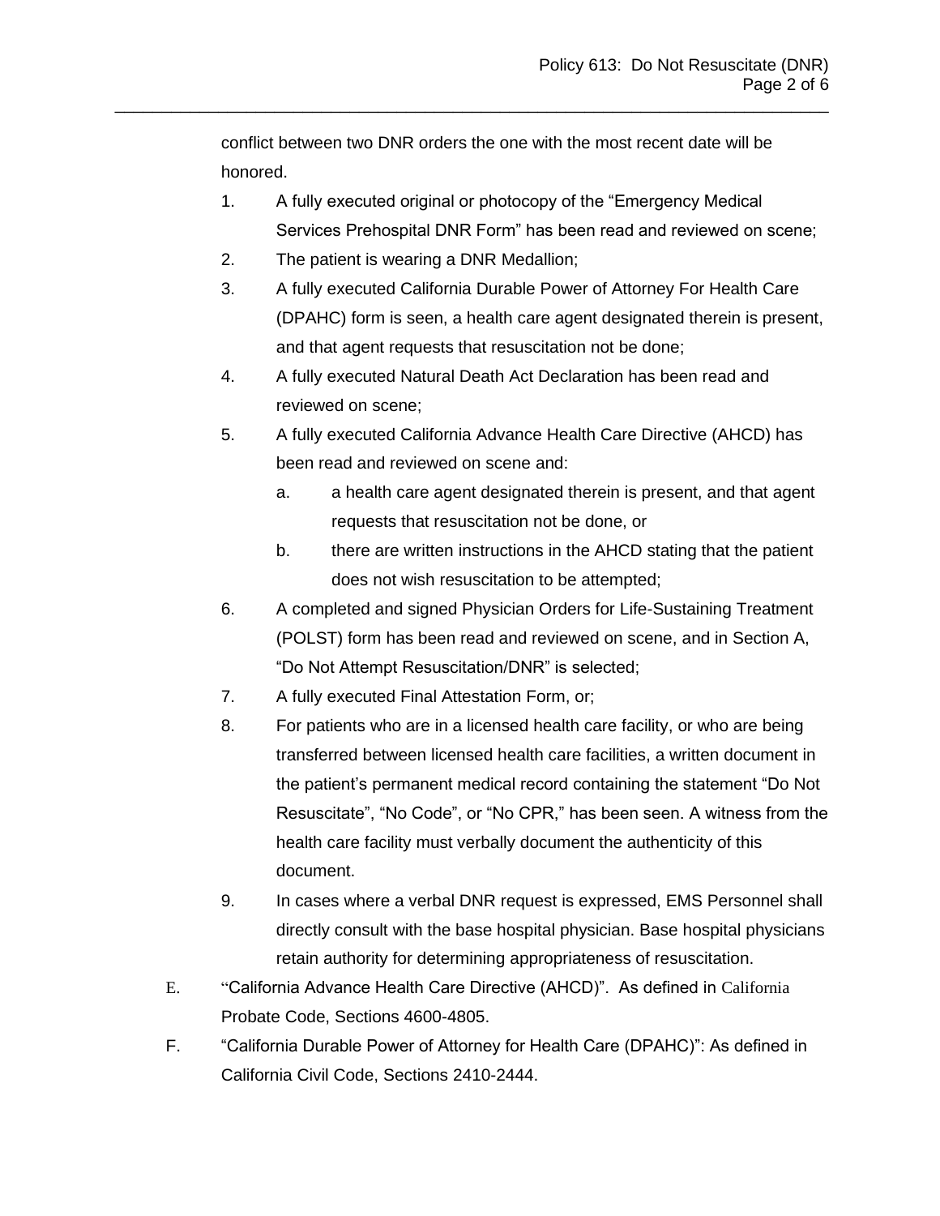conflict between two DNR orders the one with the most recent date will be honored.

1. A fully executed original or photocopy of the "Emergency Medical Services Prehospital DNR Form" has been read and reviewed on scene;
2. The patient is wearing a DNR Medallion;
3. A fully executed California Durable Power of Attorney For Health Care (DPAHC) form is seen, a health care agent designated therein is present, and that agent requests that resuscitation not be done;
4. A fully executed Natural Death Act Declaration has been read and reviewed on scene;
5. A fully executed California Advance Health Care Directive (AHCD) has been read and reviewed on scene and:
   a. a health care agent designated therein is present, and that agent requests that resuscitation not be done, or
   b. there are written instructions in the AHCD stating that the patient does not wish resuscitation to be attempted;
6. A completed and signed Physician Orders for Life-Sustaining Treatment (POLST) form has been read and reviewed on scene, and in Section A, "Do Not Attempt Resuscitation/DNR" is selected;
7. A fully executed Final Attestation Form, or;
8. For patients who are in a licensed health care facility, or who are being transferred between licensed health care facilities, a written document in the patient's permanent medical record containing the statement "Do Not Resuscitate", "No Code", or "No CPR," has been seen. A witness from the health care facility must verbally document the authenticity of this document.
9. In cases where a verbal DNR request is expressed, EMS Personnel shall directly consult with the base hospital physician. Base hospital physicians retain authority for determining appropriateness of resuscitation.

E. "California Advance Health Care Directive (AHCD)". As defined in California Probate Code, Sections 4600-4805.

F. "California Durable Power of Attorney for Health Care (DPAHC)": As defined in California Civil Code, Sections 2410-2444.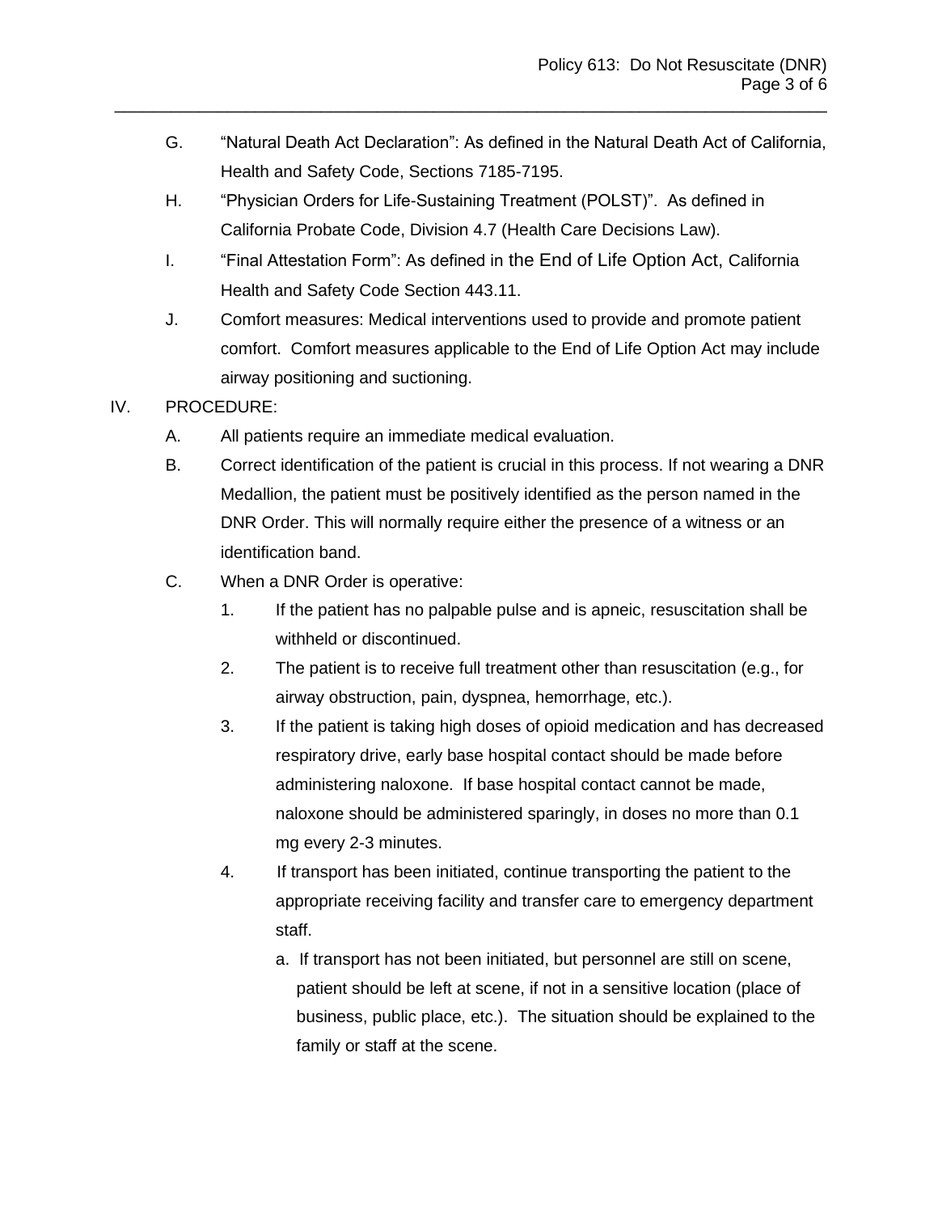G. "Natural Death Act Declaration": As defined in the Natural Death Act of California, Health and Safety Code, Sections 7185-7195.

H. "Physician Orders for Life-Sustaining Treatment (POLST)". As defined in California Probate Code, Division 4.7 (Health Care Decisions Law).

I. "Final Attestation Form": As defined in the End of Life Option Act, California Health and Safety Code Section 443.11.

J. Comfort measures: Medical interventions used to provide and promote patient comfort. Comfort measures applicable to the End of Life Option Act may include airway positioning and suctioning.

IV. PROCEDURE:

A. All patients require an immediate medical evaluation.

B. Correct identification of the patient is crucial in this process. If not wearing a DNR Medallion, the patient must be positively identified as the person named in the DNR Order. This will normally require either the presence of a witness or an identification band.

C. When a DNR Order is operative:

1. If the patient has no palpable pulse and is apneic, resuscitation shall be withheld or discontinued.
2. The patient is to receive full treatment other than resuscitation (e.g., for airway obstruction, pain, dyspnea, hemorrhage, etc.).
3. If the patient is taking high doses of opioid medication and has decreased respiratory drive, early base hospital contact should be made before administering naloxone. If base hospital contact cannot be made, naloxone should be administered sparingly, in doses no more than 0.1 mg every 2-3 minutes.
4. If transport has been initiated, continue transporting the patient to the appropriate receiving facility and transfer care to emergency department staff.
   a. If transport has not been initiated, but personnel are still on scene, patient should be left at scene, if not in a sensitive location (place of business, public place, etc.). The situation should be explained to the family or staff at the scene.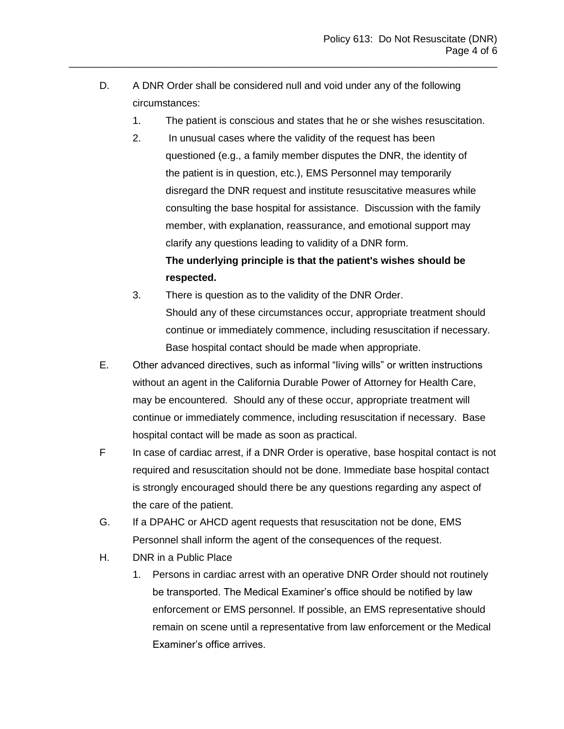D. A DNR Order shall be considered null and void under any of the following circumstances:

   1. The patient is conscious and states that he or she wishes resuscitation.
   2. In unusual cases where the validity of the request has been questioned (e.g., a family member disputes the DNR, the identity of the patient is in question, etc.), EMS Personnel may temporarily disregard the DNR request and institute resuscitative measures while consulting the base hospital for assistance. Discussion with the family member, with explanation, reassurance, and emotional support may clarify any questions leading to validity of a DNR form.
      **The underlying principle is that the patient's wishes should be respected.**
   3. There is question as to the validity of the DNR Order.
      Should any of these circumstances occur, appropriate treatment should continue or immediately commence, including resuscitation if necessary. Base hospital contact should be made when appropriate.

E. Other advanced directives, such as informal "living wills" or written instructions without an agent in the California Durable Power of Attorney for Health Care, may be encountered. Should any of these occur, appropriate treatment will continue or immediately commence, including resuscitation if necessary. Base hospital contact will be made as soon as practical.

F In case of cardiac arrest, if a DNR Order is operative, base hospital contact is not required and resuscitation should not be done. Immediate base hospital contact is strongly encouraged should there be any questions regarding any aspect of the care of the patient.

G. If a DPAHC or AHCD agent requests that resuscitation not be done, EMS Personnel shall inform the agent of the consequences of the request.

H. DNR in a Public Place

   1. Persons in cardiac arrest with an operative DNR Order should not routinely be transported. The Medical Examiner's office should be notified by law enforcement or EMS personnel. If possible, an EMS representative should remain on scene until a representative from law enforcement or the Medical Examiner's office arrives.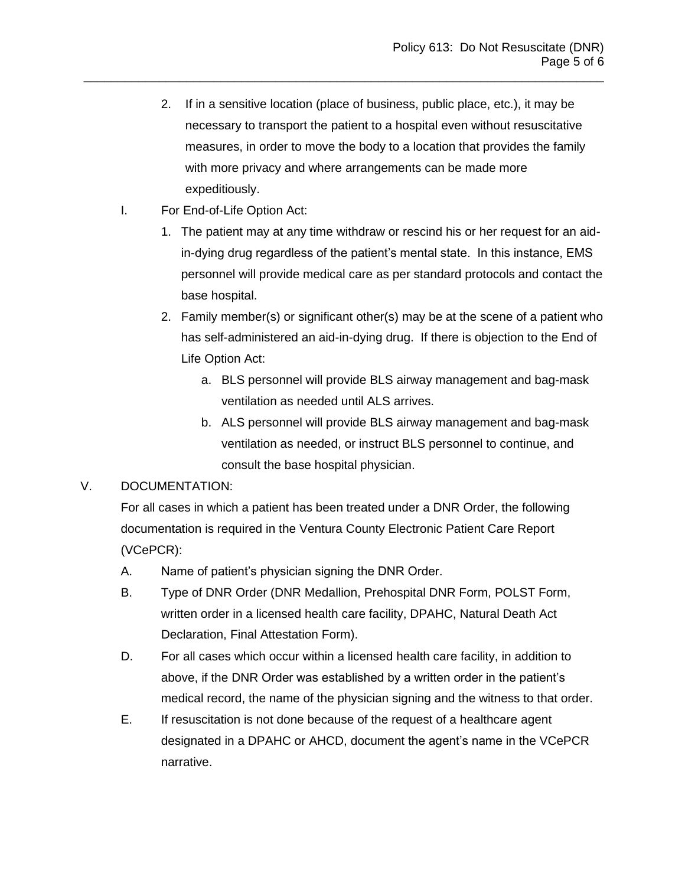2. If in a sensitive location (place of business, public place, etc.), it may be necessary to transport the patient to a hospital even without resuscitative measures, in order to move the body to a location that provides the family with more privacy and where arrangements can be made more expeditiously.

I. For End-of-Life Option Act:

1. The patient may at any time withdraw or rescind his or her request for an aid-in-dying drug regardless of the patient's mental state. In this instance, EMS personnel will provide medical care as per standard protocols and contact the base hospital.
2. Family member(s) or significant other(s) may be at the scene of a patient who has self-administered an aid-in-dying drug. If there is objection to the End of Life Option Act:
   a. BLS personnel will provide BLS airway management and bag-mask ventilation as needed until ALS arrives.
   b. ALS personnel will provide BLS airway management and bag-mask ventilation as needed, or instruct BLS personnel to continue, and consult the base hospital physician.

V. DOCUMENTATION:

For all cases in which a patient has been treated under a DNR Order, the following documentation is required in the Ventura County Electronic Patient Care Report (VCePCR):

A. Name of patient's physician signing the DNR Order.

B. Type of DNR Order (DNR Medallion, Prehospital DNR Form, POLST Form, written order in a licensed health care facility, DPAHC, Natural Death Act Declaration, Final Attestation Form).

D. For all cases which occur within a licensed health care facility, in addition to above, if the DNR Order was established by a written order in the patient's medical record, the name of the physician signing and the witness to that order.

E. If resuscitation is not done because of the request of a healthcare agent designated in a DPAHC or AHCD, document the agent's name in the VCePCR narrative.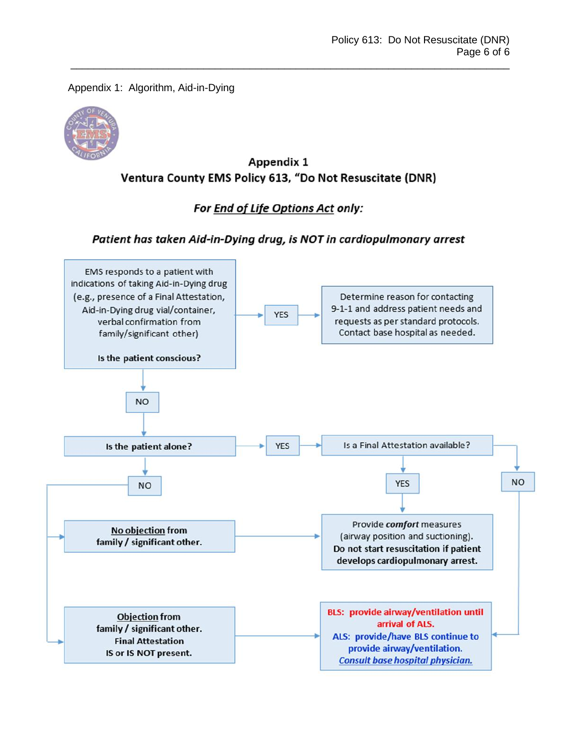Appendix 1: Algorithm, Aid-in-Dying

## Appendix 1

## Ventura County EMS Policy 613, "Do Not Resuscitate (DNR)

***For End of Life Options Act only:***

***Patient has taken Aid-in-Dying drug, is NOT in cardiopulmonary arrest***

EMS responds to a patient with indications of taking Aid-in-Dying drug (e.g., presence of a Final Attestation, Aid-in-Dying drug vial/container, verbal confirmation from family/significant other)

**Is the patient conscious?**

YES

Determine reason for contacting 9-1-1 and address patient needs and requests as per standard protocols. Contact base hospital as needed.

NO

**Is the patient alone?**

YES

Is a Final Attestation available?

YES

NO

NO

**No objection from family / significant other.**

Provide ***comfort*** measures (airway position and suctioning). **Do not start resuscitation if patient develops cardiopulmonary arrest.**

**Objection from family / significant other. Final Attestation IS or IS NOT present.**

**BLS: provide airway/ventilation until arrival of ALS.**

**ALS: provide/have BLS continue to provide airway/ventilation.**

***Consult base hospital physician.***